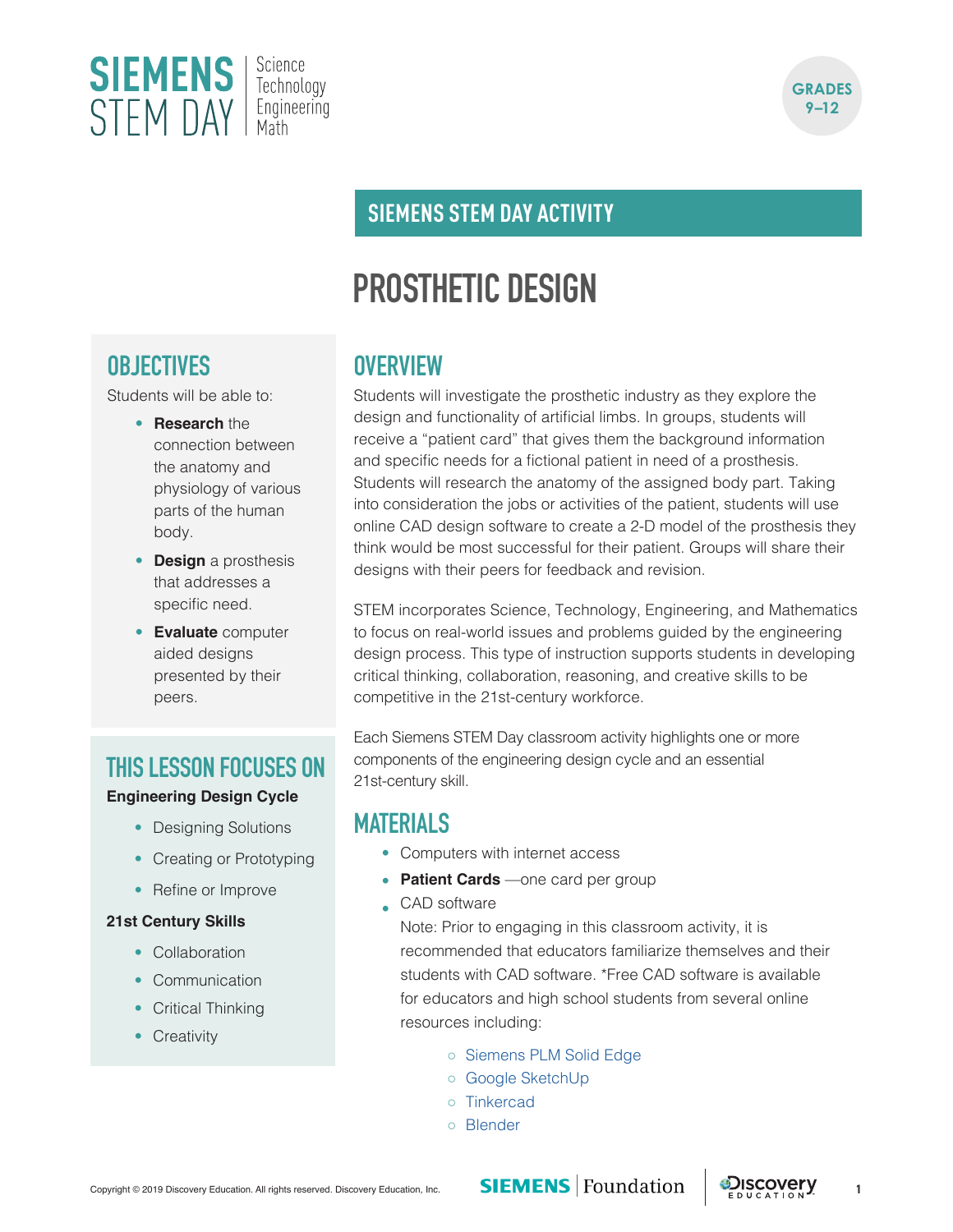SIEMENS STEM DAY | Science Technology Engineering Math

GRADES 9–12

## SIEMENS STEM DAY ACTIVITY

# PROSTHETIC DESIGN

## OBJECTIVES

Students will be able to:

- **Research** the connection between the anatomy and physiology of various parts of the human body.
- **Design** a prosthesis that addresses a specific need.
- **Evaluate** computer aided designs presented by their peers.

## THIS LESSON FOCUSES ON

**Engineering Design Cycle**

- Designing Solutions
- Creating or Prototyping
- Refine or Improve

**21st Century Skills**

- Collaboration
- Communication
- Critical Thinking
- Creativity

## OVERVIEW

Students will investigate the prosthetic industry as they explore the design and functionality of artificial limbs. In groups, students will receive a "patient card" that gives them the background information and specific needs for a fictional patient in need of a prosthesis. Students will research the anatomy of the assigned body part. Taking into consideration the jobs or activities of the patient, students will use online CAD design software to create a 2-D model of the prosthesis they think would be most successful for their patient. Groups will share their designs with their peers for feedback and revision.

STEM incorporates Science, Technology, Engineering, and Mathematics to focus on real-world issues and problems guided by the engineering design process. This type of instruction supports students in developing critical thinking, collaboration, reasoning, and creative skills to be competitive in the 21st-century workforce.

Each Siemens STEM Day classroom activity highlights one or more components of the engineering design cycle and an essential 21st-century skill.

## MATERIALS

- Computers with internet access
- **Patient Cards** —one card per group
- CAD software

  Note: Prior to engaging in this classroom activity, it is recommended that educators familiarize themselves and their students with CAD software. *Free CAD software is available for educators and high school students from several online resources including:

  - Siemens PLM Solid Edge
  - Google SketchUp
  - Tinkercad
  - Blender

Copyright © 2019 Discovery Education. All rights reserved. Discovery Education, Inc.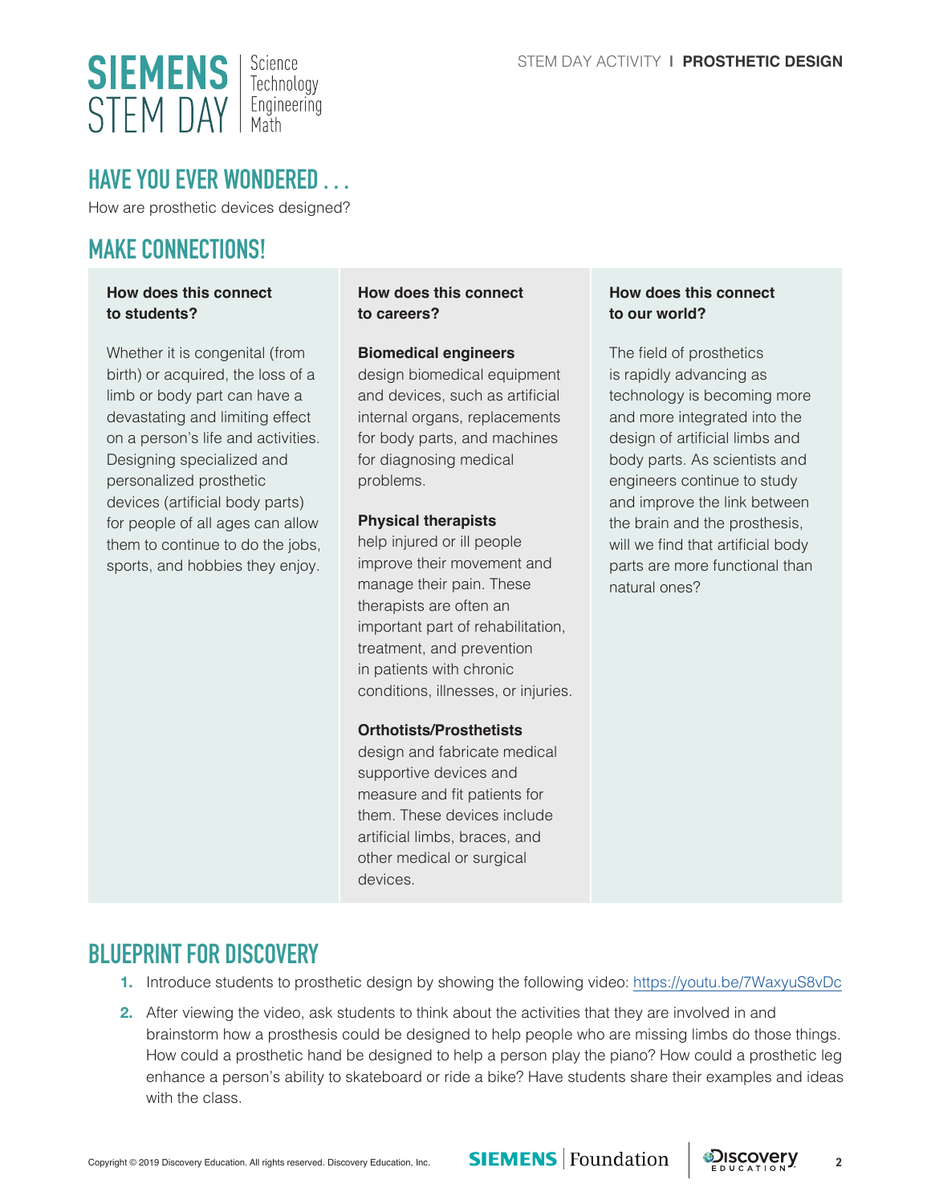## HAVE YOU EVER WONDERED . . .

How are prosthetic devices designed?

## MAKE CONNECTIONS!

**How does this connect to students?**

Whether it is congenital (from birth) or acquired, the loss of a limb or body part can have a devastating and limiting effect on a person's life and activities. Designing specialized and personalized prosthetic devices (artificial body parts) for people of all ages can allow them to continue to do the jobs, sports, and hobbies they enjoy.

**How does this connect to careers?**

**Biomedical engineers** design biomedical equipment and devices, such as artificial internal organs, replacements for body parts, and machines for diagnosing medical problems.

**Physical therapists** help injured or ill people improve their movement and manage their pain. These therapists are often an important part of rehabilitation, treatment, and prevention in patients with chronic conditions, illnesses, or injuries.

**Orthotists/Prosthetists** design and fabricate medical supportive devices and measure and fit patients for them. These devices include artificial limbs, braces, and other medical or surgical devices.

**How does this connect to our world?**

The field of prosthetics is rapidly advancing as technology is becoming more and more integrated into the design of artificial limbs and body parts. As scientists and engineers continue to study and improve the link between the brain and the prosthesis, will we find that artificial body parts are more functional than natural ones?

## BLUEPRINT FOR DISCOVERY

1. Introduce students to prosthetic design by showing the following video: https://youtu.be/7WaxyuS8vDc
2. After viewing the video, ask students to think about the activities that they are involved in and brainstorm how a prosthesis could be designed to help people who are missing limbs do those things. How could a prosthetic hand be designed to help a person play the piano? How could a prosthetic leg enhance a person's ability to skateboard or ride a bike? Have students share their examples and ideas with the class.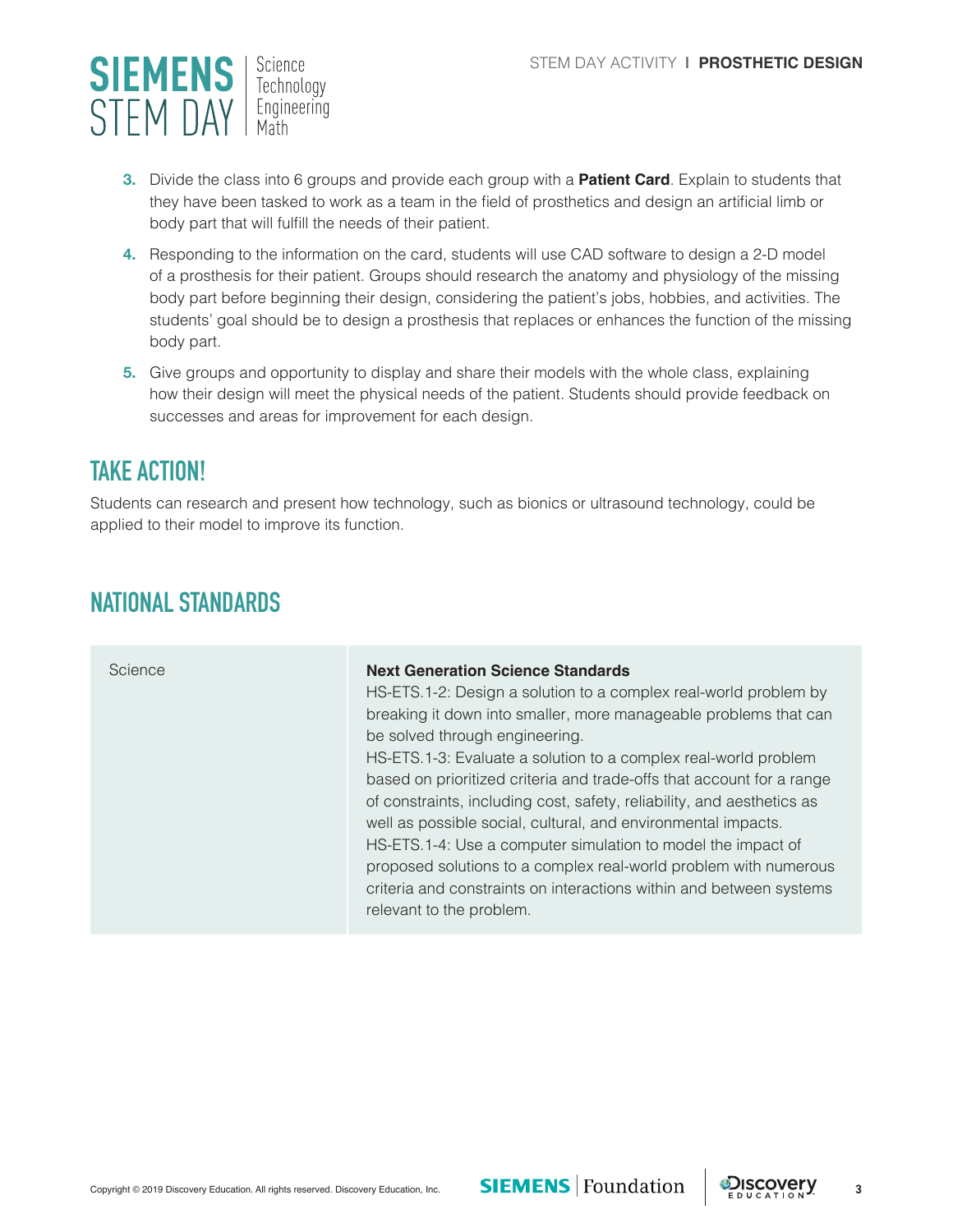3. Divide the class into 6 groups and provide each group with a **Patient Card**. Explain to students that they have been tasked to work as a team in the field of prosthetics and design an artificial limb or body part that will fulfill the needs of their patient.
4. Responding to the information on the card, students will use CAD software to design a 2-D model of a prosthesis for their patient. Groups should research the anatomy and physiology of the missing body part before beginning their design, considering the patient's jobs, hobbies, and activities. The students' goal should be to design a prosthesis that replaces or enhances the function of the missing body part.
5. Give groups and opportunity to display and share their models with the whole class, explaining how their design will meet the physical needs of the patient. Students should provide feedback on successes and areas for improvement for each design.

## TAKE ACTION!

Students can research and present how technology, such as bionics or ultrasound technology, could be applied to their model to improve its function.

## NATIONAL STANDARDS

| | |
|---|---|
| Science | **Next Generation Science Standards**<br>HS-ETS.1-2: Design a solution to a complex real-world problem by breaking it down into smaller, more manageable problems that can be solved through engineering.<br>HS-ETS.1-3: Evaluate a solution to a complex real-world problem based on prioritized criteria and trade-offs that account for a range of constraints, including cost, safety, reliability, and aesthetics as well as possible social, cultural, and environmental impacts.<br>HS-ETS.1-4: Use a computer simulation to model the impact of proposed solutions to a complex real-world problem with numerous criteria and constraints on interactions within and between systems relevant to the problem. |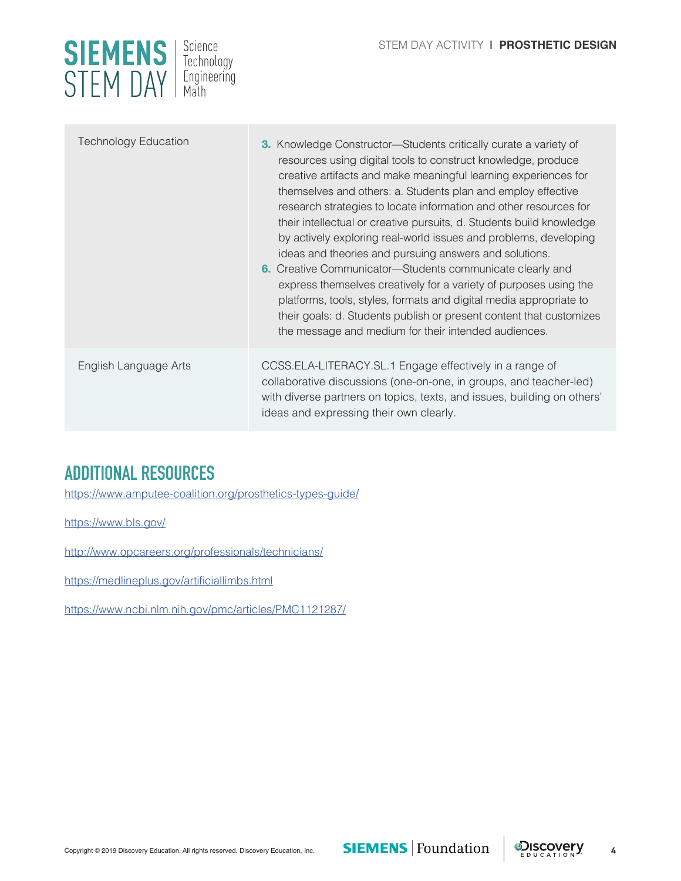| | |
|---|---|
| Technology Education | **3.** Knowledge Constructor—Students critically curate a variety of resources using digital tools to construct knowledge, produce creative artifacts and make meaningful learning experiences for themselves and others: a. Students plan and employ effective research strategies to locate information and other resources for their intellectual or creative pursuits, d. Students build knowledge by actively exploring real-world issues and problems, developing ideas and theories and pursuing answers and solutions.<br>**6.** Creative Communicator—Students communicate clearly and express themselves creatively for a variety of purposes using the platforms, tools, styles, formats and digital media appropriate to their goals: d. Students publish or present content that customizes the message and medium for their intended audiences. |
| English Language Arts | CCSS.ELA-LITERACY.SL.1 Engage effectively in a range of collaborative discussions (one-on-one, in groups, and teacher-led) with diverse partners on topics, texts, and issues, building on others' ideas and expressing their own clearly. |

## ADDITIONAL RESOURCES

https://www.amputee-coalition.org/prosthetics-types-guide/

https://www.bls.gov/

http://www.opcareers.org/professionals/technicians/

https://medlineplus.gov/artificiallimbs.html

https://www.ncbi.nlm.nih.gov/pmc/articles/PMC1121287/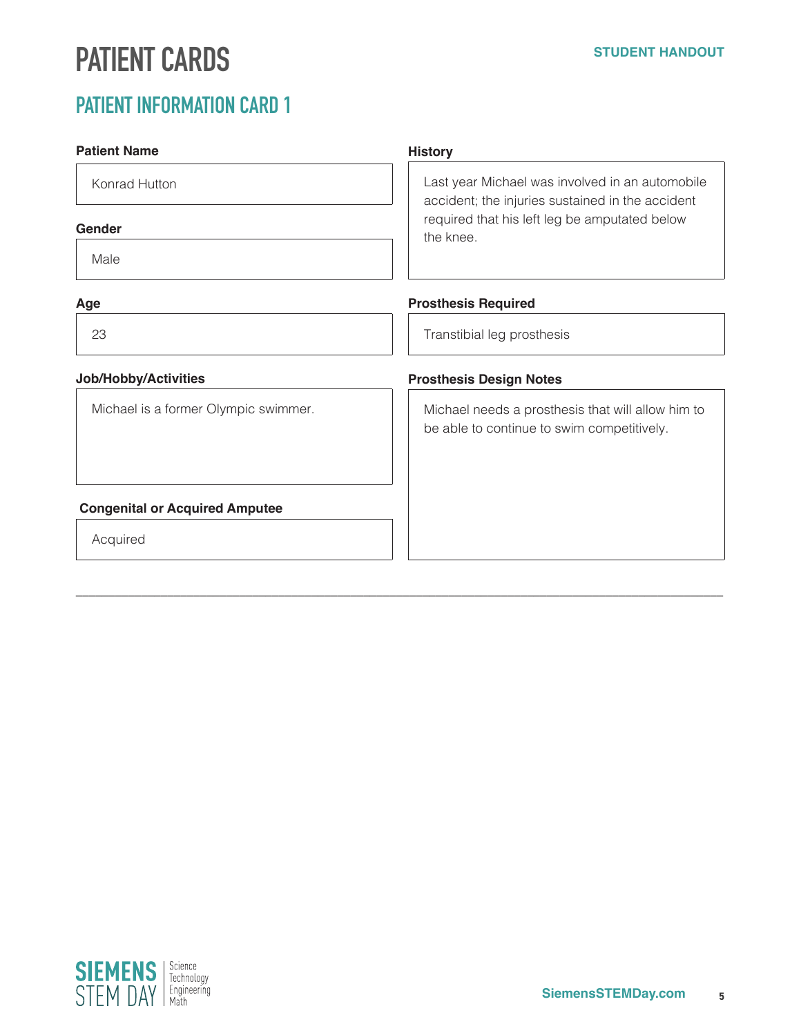# PATIENT CARDS

STUDENT HANDOUT

## PATIENT INFORMATION CARD 1

**Patient Name**

Konrad Hutton

**Gender**

Male

**Age**

23

**Job/Hobby/Activities**

Michael is a former Olympic swimmer.

**Congenital or Acquired Amputee**

Acquired

**History**

Last year Michael was involved in an automobile accident; the injuries sustained in the accident required that his left leg be amputated below the knee.

**Prosthesis Required**

Transtibial leg prosthesis

**Prosthesis Design Notes**

Michael needs a prosthesis that will allow him to be able to continue to swim competitively.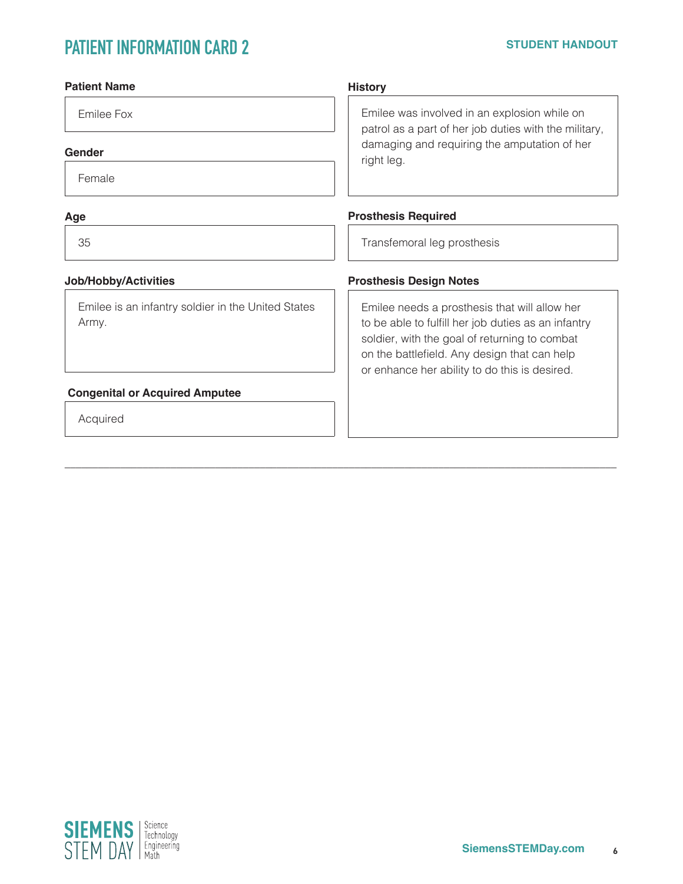# PATIENT INFORMATION CARD 2

STUDENT HANDOUT

**Patient Name**

Emilee Fox

**Gender**

Female

**Age**

35

**Job/Hobby/Activities**

Emilee is an infantry soldier in the United States Army.

**Congenital or Acquired Amputee**

Acquired

**History**

Emilee was involved in an explosion while on patrol as a part of her job duties with the military, damaging and requiring the amputation of her right leg.

**Prosthesis Required**

Transfemoral leg prosthesis

**Prosthesis Design Notes**

Emilee needs a prosthesis that will allow her to be able to fulfill her job duties as an infantry soldier, with the goal of returning to combat on the battlefield. Any design that can help or enhance her ability to do this is desired.

---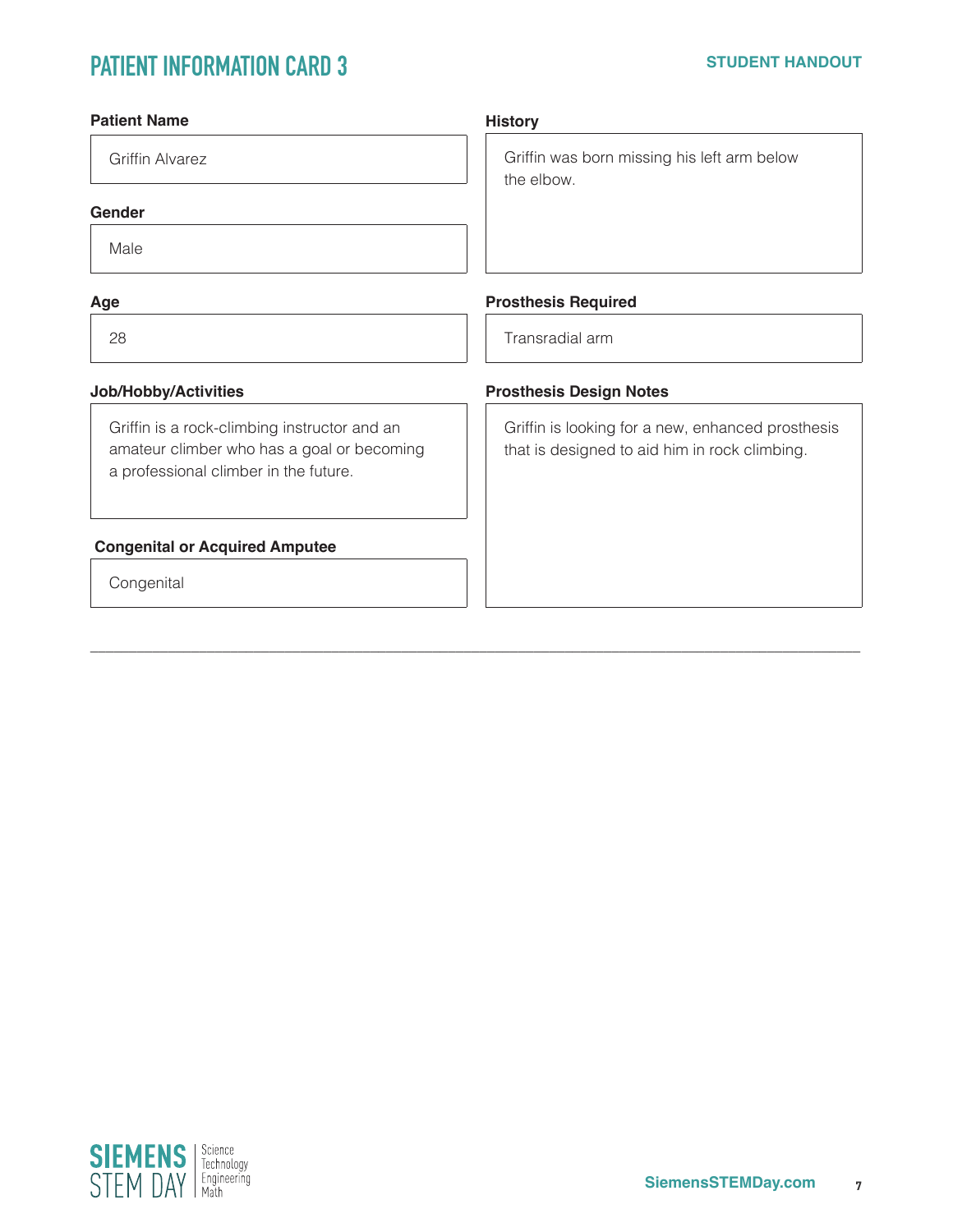# PATIENT INFORMATION CARD 3

**STUDENT HANDOUT**

**Patient Name**

Griffin Alvarez

**Gender**

Male

**Age**

28

**Job/Hobby/Activities**

Griffin is a rock-climbing instructor and an amateur climber who has a goal or becoming a professional climber in the future.

**Congenital or Acquired Amputee**

Congenital

**History**

Griffin was born missing his left arm below the elbow.

**Prosthesis Required**

Transradial arm

**Prosthesis Design Notes**

Griffin is looking for a new, enhanced prosthesis that is designed to aid him in rock climbing.

---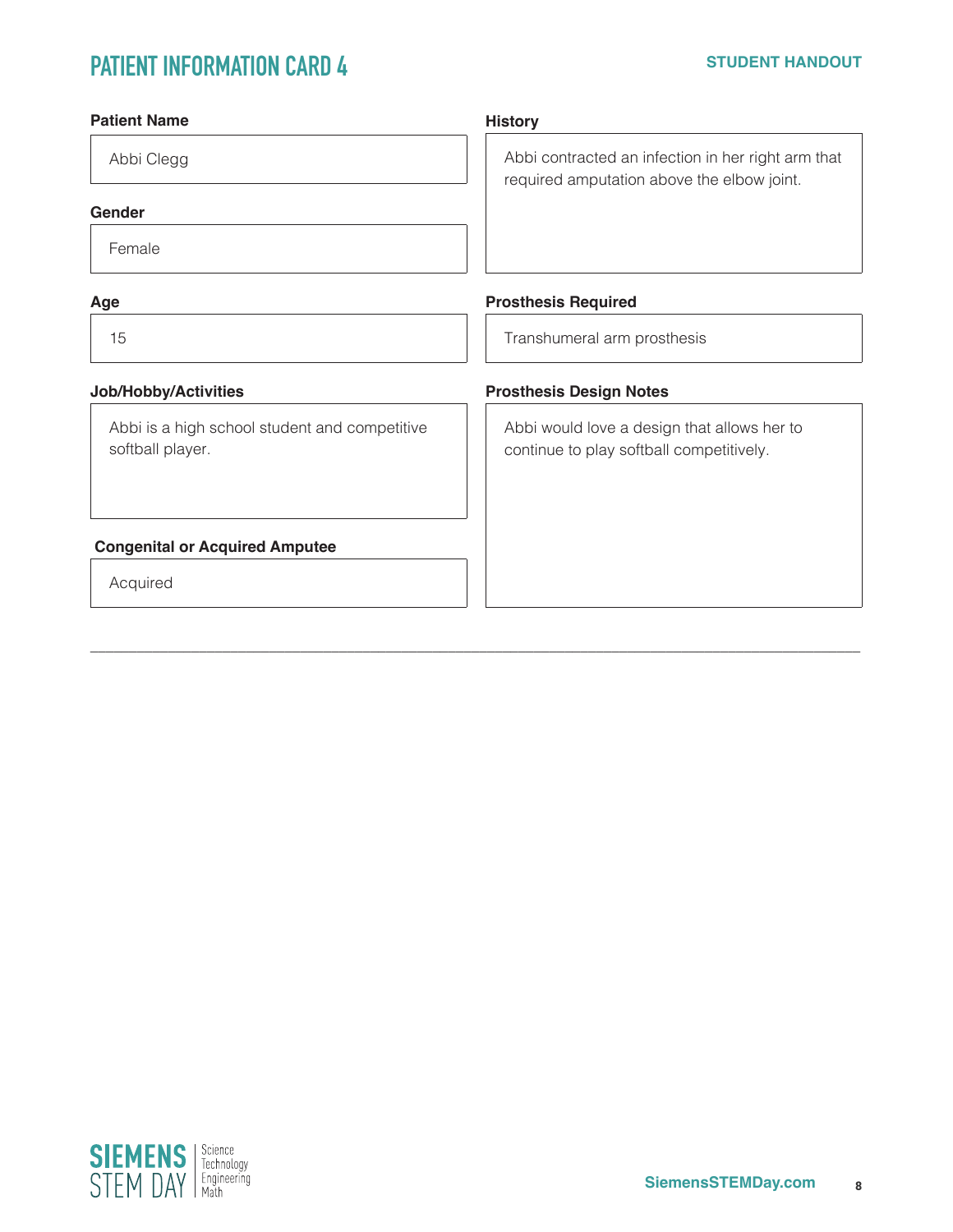# PATIENT INFORMATION CARD 4

STUDENT HANDOUT

**Patient Name**

Abbi Clegg

**Gender**

Female

**Age**

15

**Job/Hobby/Activities**

Abbi is a high school student and competitive softball player.

**Congenital or Acquired Amputee**

Acquired

**History**

Abbi contracted an infection in her right arm that required amputation above the elbow joint.

**Prosthesis Required**

Transhumeral arm prosthesis

**Prosthesis Design Notes**

Abbi would love a design that allows her to continue to play softball competitively.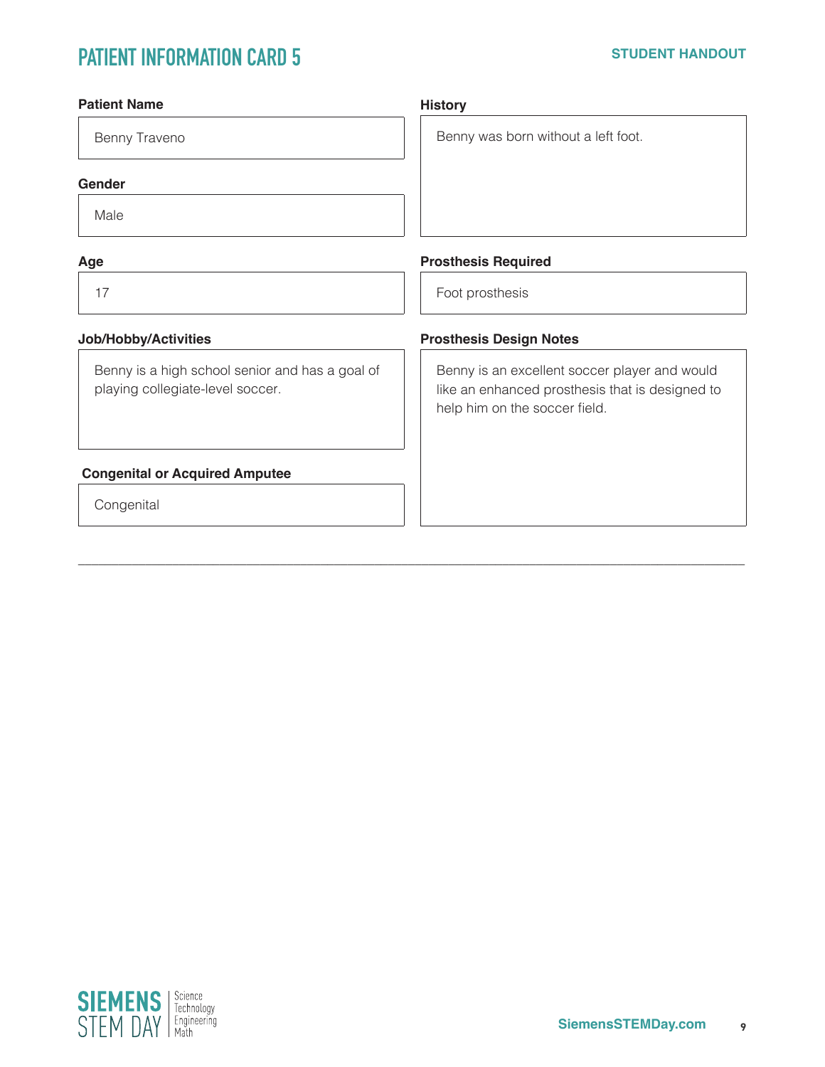# PATIENT INFORMATION CARD 5

**STUDENT HANDOUT**

**Patient Name**

Benny Traveno

**Gender**

Male

**Age**

17

**Job/Hobby/Activities**

Benny is a high school senior and has a goal of playing collegiate-level soccer.

**Congenital or Acquired Amputee**

Congenital

**History**

Benny was born without a left foot.

**Prosthesis Required**

Foot prosthesis

**Prosthesis Design Notes**

Benny is an excellent soccer player and would like an enhanced prosthesis that is designed to help him on the soccer field.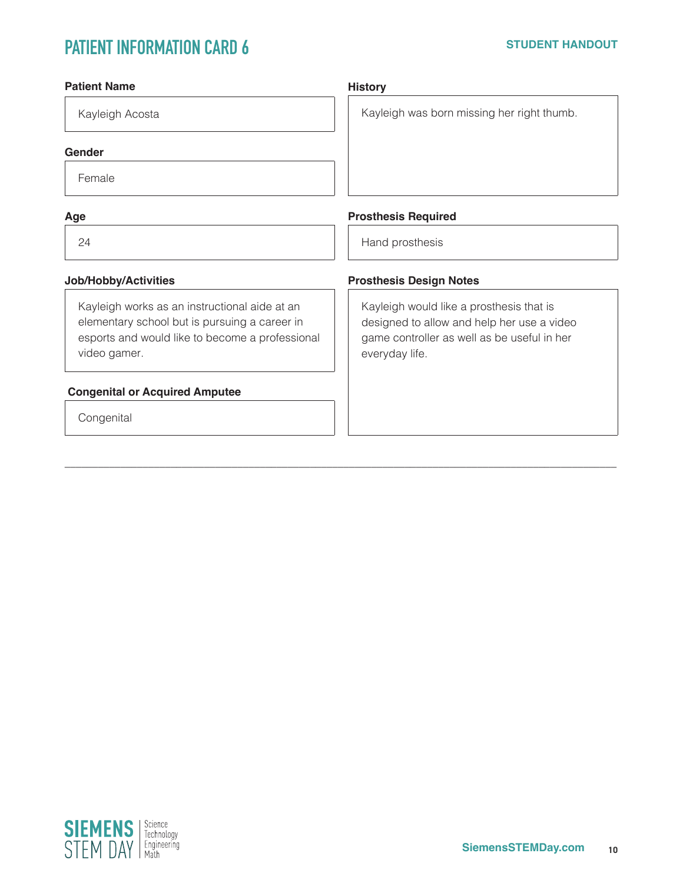# PATIENT INFORMATION CARD 6

STUDENT HANDOUT

**Patient Name**

Kayleigh Acosta

**Gender**

Female

**Age**

24

**Job/Hobby/Activities**

Kayleigh works as an instructional aide at an elementary school but is pursuing a career in esports and would like to become a professional video gamer.

**Congenital or Acquired Amputee**

Congenital

**History**

Kayleigh was born missing her right thumb.

**Prosthesis Required**

Hand prosthesis

**Prosthesis Design Notes**

Kayleigh would like a prosthesis that is designed to allow and help her use a video game controller as well as be useful in her everyday life.